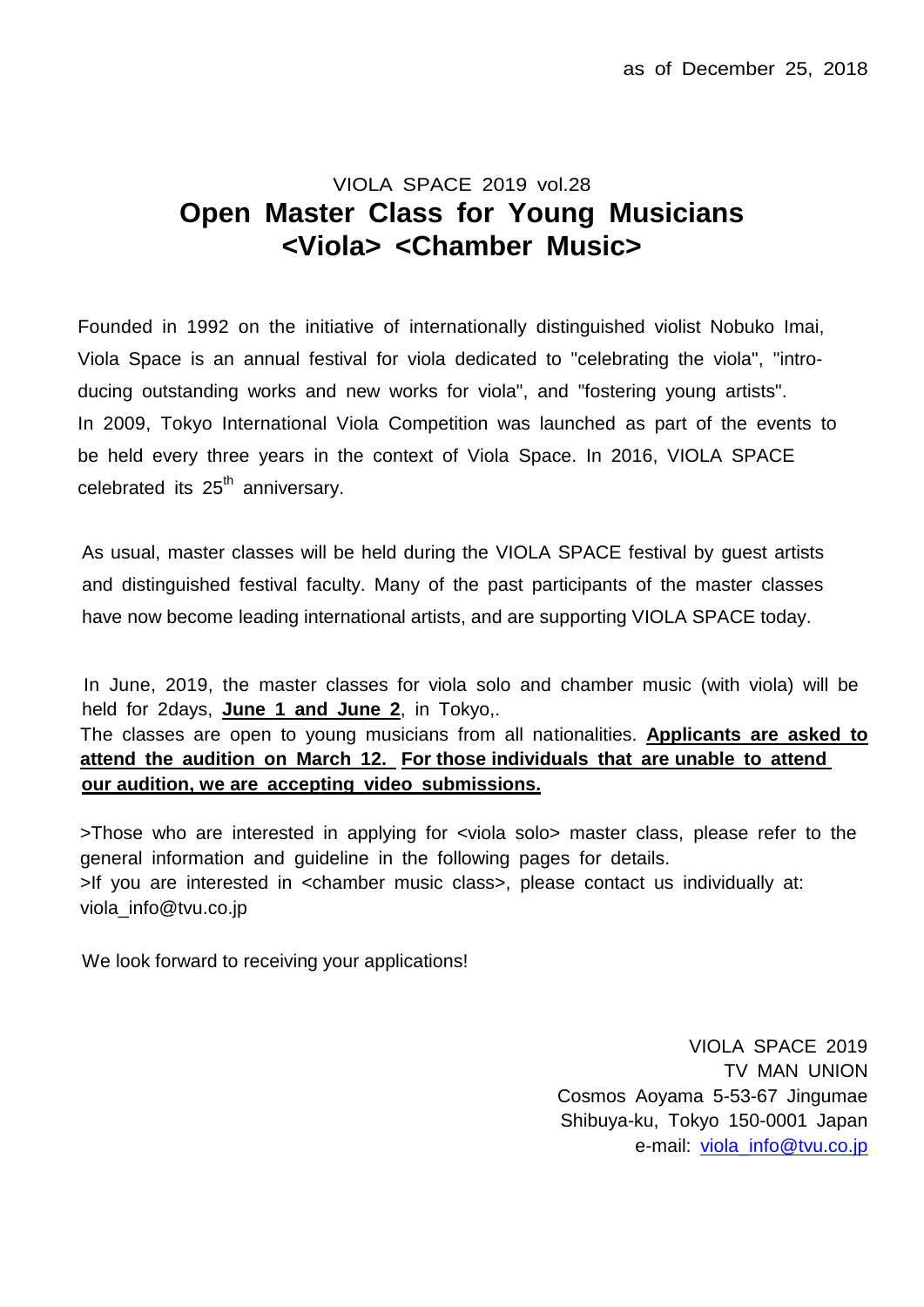as of December 25, 2018

VIOLA SPACE 2019 vol.28

# Open Master Class for Young Musicians <Viola> <Chamber Music>

Founded in 1992 on the initiative of internationally distinguished violist Nobuko Imai, Viola Space is an annual festival for viola dedicated to "celebrating the viola", "introducing outstanding works and new works for viola", and "fostering young artists". In 2009, Tokyo International Viola Competition was launched as part of the events to be held every three years in the context of Viola Space. In 2016, VIOLA SPACE celebrated its 25th anniversary.

As usual, master classes will be held during the VIOLA SPACE festival by guest artists and distinguished festival faculty. Many of the past participants of the master classes have now become leading international artists, and are supporting VIOLA SPACE today.

In June, 2019, the master classes for viola solo and chamber music (with viola) will be held for 2days, **June 1 and June 2**, in Tokyo,.
The classes are open to young musicians from all nationalities. **Applicants are asked to attend the audition on March 12. For those individuals that are unable to attend our audition, we are accepting video submissions.**

>Those who are interested in applying for <viola solo> master class, please refer to the general information and guideline in the following pages for details.
>If you are interested in <chamber music class>, please contact us individually at: viola_info@tvu.co.jp

We look forward to receiving your applications!

VIOLA SPACE 2019
TV MAN UNION
Cosmos Aoyama 5-53-67 Jingumae
Shibuya-ku, Tokyo 150-0001 Japan
e-mail: viola_info@tvu.co.jp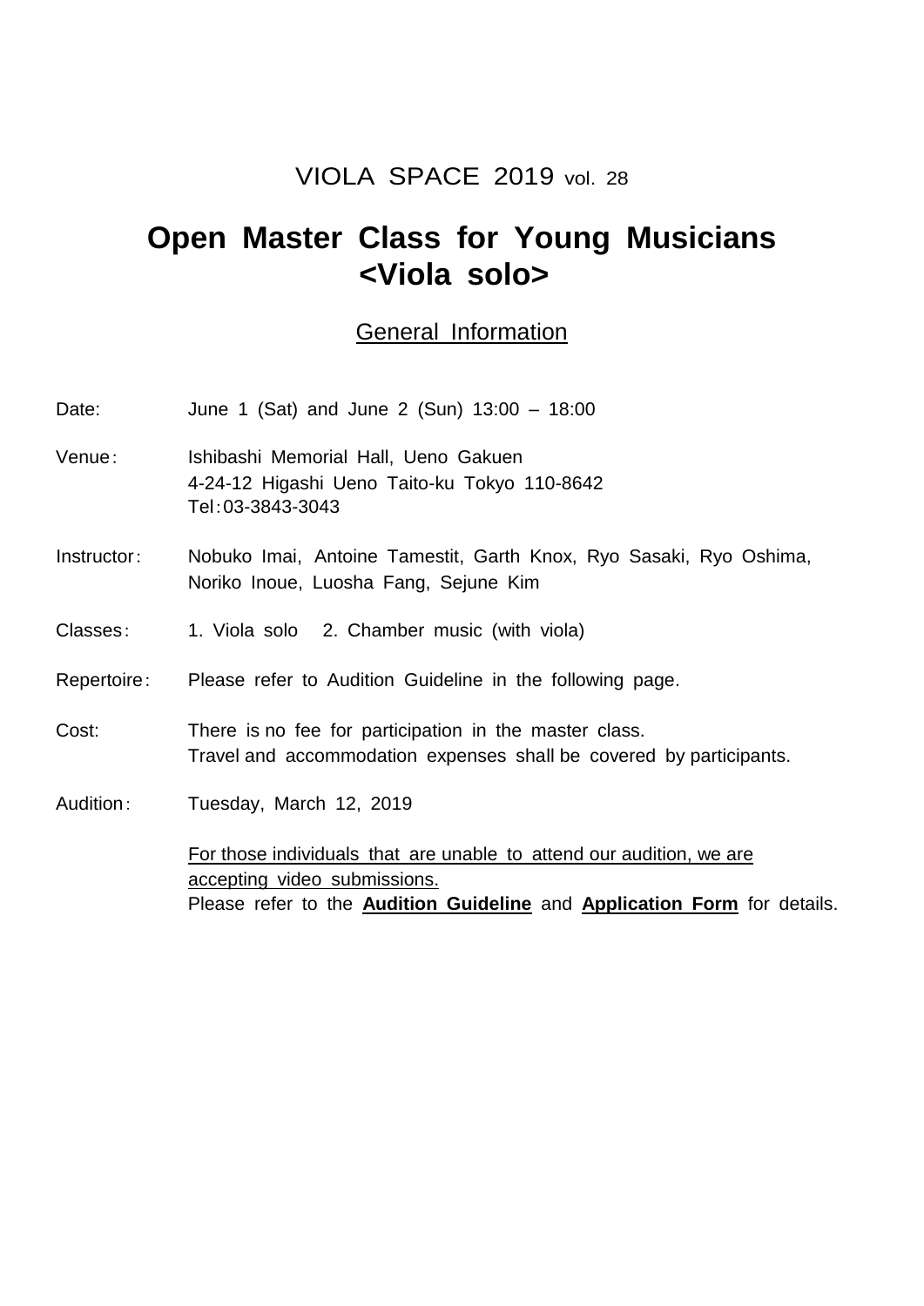VIOLA SPACE 2019 vol. 28

# Open Master Class for Young Musicians <Viola solo>

## General Information

Date: June 1 (Sat) and June 2 (Sun) 13:00 – 18:00

Venue: Ishibashi Memorial Hall, Ueno Gakuen
4-24-12 Higashi Ueno Taito-ku Tokyo 110-8642
Tel: 03-3843-3043

Instructor: Nobuko Imai, Antoine Tamestit, Garth Knox, Ryo Sasaki, Ryo Oshima, Noriko Inoue, Luosha Fang, Sejune Kim

Classes: 1. Viola solo 2. Chamber music (with viola)

Repertoire: Please refer to Audition Guideline in the following page.

Cost: There is no fee for participation in the master class.
Travel and accommodation expenses shall be covered by participants.

Audition: Tuesday, March 12, 2019

For those individuals that are unable to attend our audition, we are accepting video submissions.
Please refer to the **Audition Guideline** and **Application Form** for details.